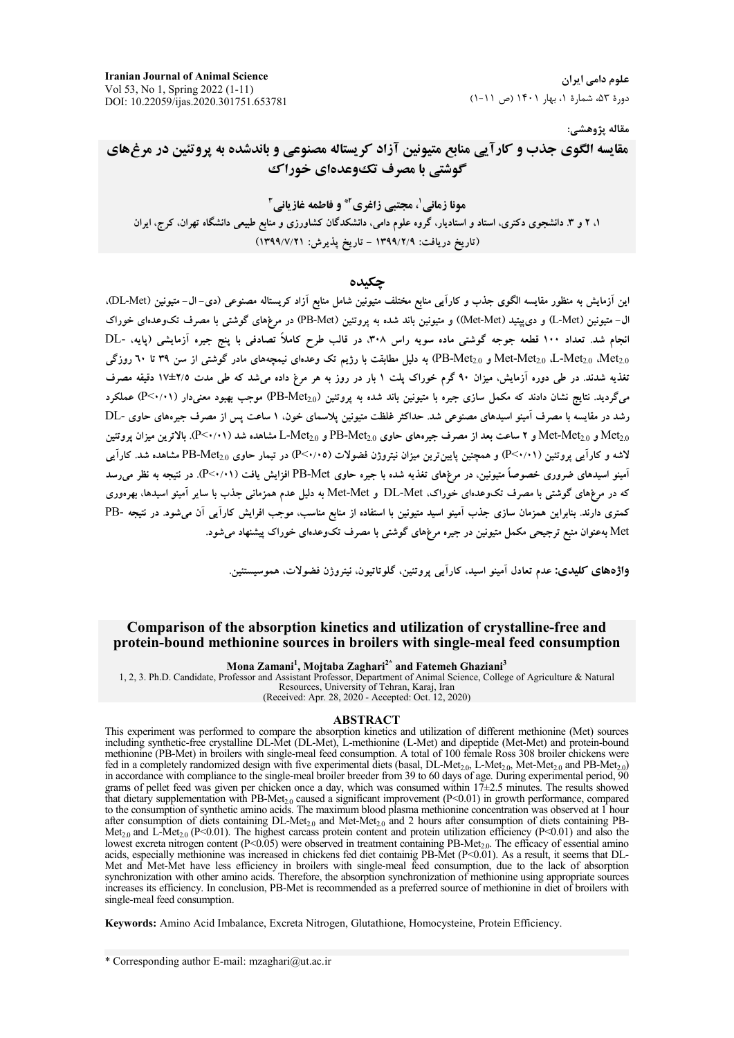مقاله پژوهشی:

# مقایسه الگوی جذب و کارآیی منابع متیونین آزاد کریستاله مصنوعی و باندشده به پروتئین در مرغ‌های گوشتی با مصرف تک‌وعده‌ای خوراک

**مونا زمانی[1]، مجتبی زاغری[2*] و فاطمه غازیانی[3]**

۱، ۲ و ۳. دانشجوی دکتری، استاد و استادیار، گروه علوم دامی، دانشکدگان کشاورزی و منابع طبیعی دانشگاه تهران، کرج، ایران

(تاریخ دریافت: ۱۳۹۹/۲/۹ - تاریخ پذیرش: ۱۳۹۹/۷/۲۱)

## چکیده

این آزمایش به منظور مقایسه الگوی جذب و کارآیی منابع مختلف متیونین شامل منابع آزاد کریستاله مصنوعی (دی-ال- متیونین (DL-Met)، ال- متیونین (L-Met) و دی‌پپتید (Met-Met)) و متیونین باند شده به پروتئین (PB-Met) در مرغ‌های گوشتی با مصرف تک‌وعده‌ای خوراک انجام شد. تعداد ۱۰۰ قطعه جوجه گوشتی ماده سویه راس ۳۰۸، در قالب طرح کاملاً تصادفی با پنج جیره آزمایشی (پایه، DL-$Met_{2.0}$، L-$Met_{2.0}$، Met-$Met_{2.0}$ و PB-$Met_{2.0}$) به دلیل مطابقت با رژیم تک وعده‌ای نیمچه‌های مادر گوشتی از سن ۳۹ تا ۶۰ روزگی تغذیه شدند. در طی دوره آزمایش، میزان ۹۰ گرم خوراک پلت ۱ بار در روز به هر مرغ داده می‌شد که طی مدت ۲/۵±۱۷ دقیقه مصرف می‌گردید. نتایج نشان دادند که مکمل سازی جیره با متیونین باند شده به پروتئین (PB-$Met_{2.0}$) موجب بهبود معنی‌دار (P<۰/۰۱) عملکرد رشد در مقایسه با مصرف آمینو اسیدهای مصنوعی شد. حداکثر غلظت متیونین پلاسمای خون، ۱ ساعت پس از مصرف جیره‌های حاوی DL-$Met_{2.0}$ و Met-$Met_{2.0}$ و ۲ ساعت بعد از مصرف جیره‌های حاوی PB-$Met_{2.0}$ و L-$Met_{2.0}$ مشاهده شد (P<۰/۰۱). بالاترین میزان پروتئین لاشه و کارآیی پروتئین (P<۰/۰۱) و همچنین پایین‌ترین میزان نیتروژن فضولات (P<۰/۰۵) در تیمار حاوی PB-$Met_{2.0}$ مشاهده شد. کارآیی آمینو اسیدهای ضروری خصوصاً متیونین، در مرغ‌های تغذیه شده با جیره حاوی PB-Met افزایش یافت (P<۰/۰۱). در نتیجه به نظر می‌رسد که در مرغ‌های گوشتی با مصرف تک‌وعده‌ای خوراک، DL-Met و Met-Met به دلیل عدم همزمانی جذب با سایر آمینو اسیدها، بهره‌وری کمتری دارند. بنابراین همزمان سازی جذب آمینو اسید متیونین با استفاده از منابع مناسب، موجب افزایش کارآیی آن می‌شود. در نتیجه PB-Met به‌عنوان منبع ترجیحی مکمل متیونین در جیره مرغ‌های گوشتی با مصرف تک‌وعده‌ای خوراک پیشنهاد می‌شود.

**واژه‌های کلیدی:** عدم تعادل آمینو اسید، کارآیی پروتئین، گلوتاتیون، نیتروژن فضولات، هموسیستئین.

# Comparison of the absorption kinetics and utilization of crystalline-free and protein-bound methionine sources in broilers with single-meal feed consumption

**Mona Zamani[1], Mojtaba Zaghari[2*] and Fatemeh Ghaziani[3]**

1, 2, 3. Ph.D. Candidate, Professor and Assistant Professor, Department of Animal Science, College of Agriculture & Natural Resources, University of Tehran, Karaj, Iran

(Received: Apr. 28, 2020 - Accepted: Oct. 12, 2020)

## ABSTRACT

This experiment was performed to compare the absorption kinetics and utilization of different methionine (Met) sources including synthetic-free crystalline DL-Met, L-methionine (L-Met) and dipeptide (Met-Met) and protein-bound methionine (PB-Met) in broilers with single-meal feed consumption. A total of 100 female Ross 308 broiler chickens were fed in a completely randomized design with five experimental diets (basal, DL-$Met_{2.0}$, L-$Met_{2.0}$, Met-$Met_{2.0}$ and PB-$Met_{2.0}$) in accordance with compliance to the single-meal broiler breeder from 39 to 60 days of age. During experimental period, 90 grams of pellet feed was given per chicken once a day, which was consumed within 17±2.5 minutes. The results showed that dietary supplementation with PB-$Met_{2.0}$ caused a significant improvement (P<0.01) in growth performance, compared to the consumption of synthetic amino acids. The maximum blood plasma methionine concentration was observed at 1 hour after consumption of diets containing DL-$Met_{2.0}$ and Met-$Met_{2.0}$ and 2 hours after consumption of diets containing PB-$Met_{2.0}$ and L-$Met_{2.0}$ (P<0.01). The highest carcass protein content and protein utilization efficiency (P<0.01) and also the lowest excreta nitrogen content (P<0.05) were observed in treatment containing PB-$Met_{2.0}$. The efficacy of essential amino acids, especially methionine was increased in chickens fed diet containig PB-Met (P<0.01). As a result, it seems that DL-Met and Met-Met have less efficiency in broilers with single-meal feed consumption, due to the lack of absorption synchronization with other amino acids. Therefore, the absorption synchronization of methionine using appropriate sources increases its efficiency. In conclusion, PB-Met is recommended as a preferred source of methionine in diet of broilers with single-meal feed consumption.

**Keywords:** Amino Acid Imbalance, Excreta Nitrogen, Glutathione, Homocysteine, Protein Efficiency.

* Corresponding author E-mail: mzaghari@ut.ac.ir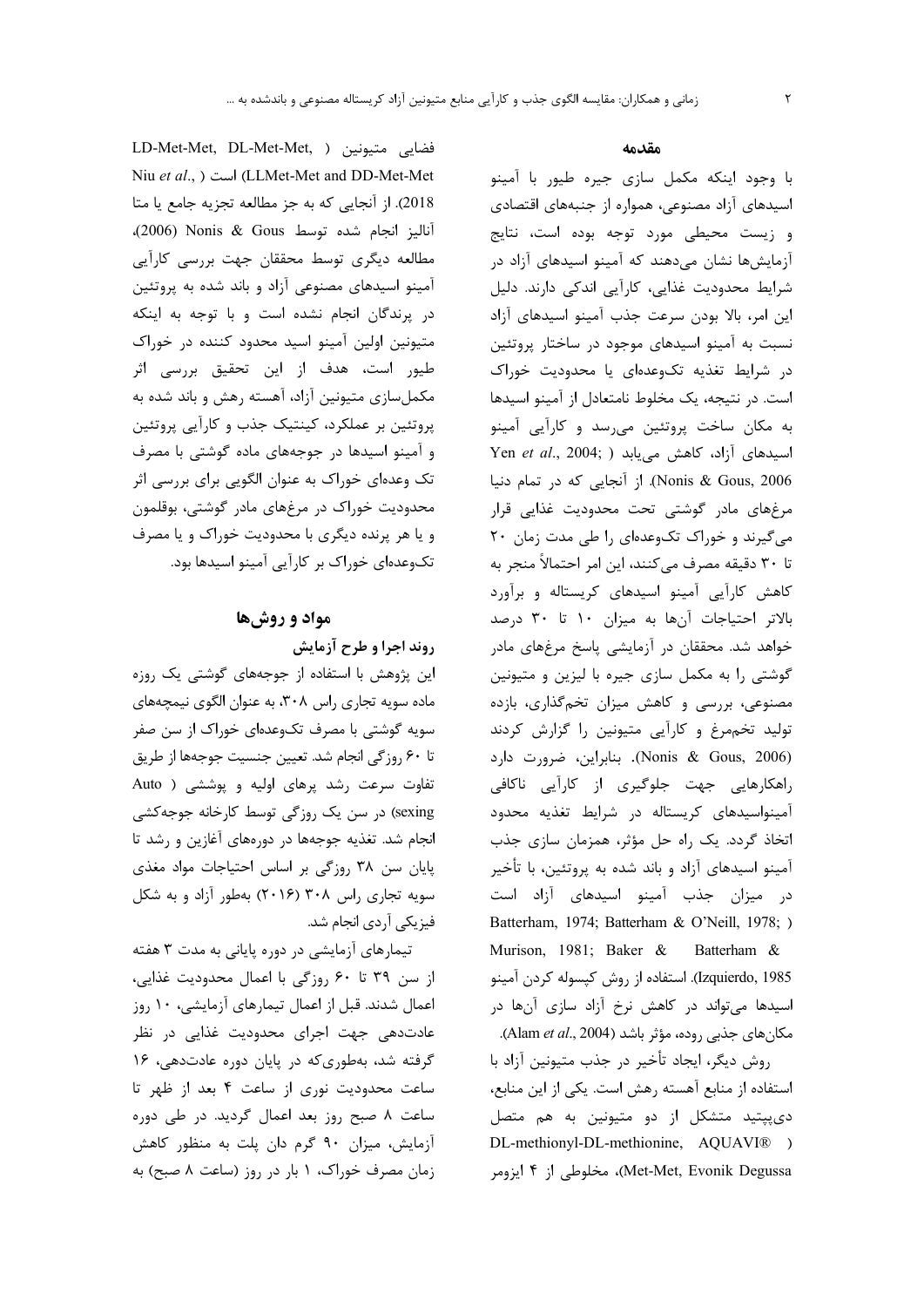## مقدمه

با وجود اینکه مکمل سازی جیره طیور با آمینو اسیدهای آزاد مصنوعی، همواره از جنبه‌های اقتصادی و زیست محیطی مورد توجه بوده است، نتایج آزمایش‌ها نشان می‌دهند که آمینو اسیدهای آزاد در شرایط محدودیت غذایی، کارآیی اندکی دارند. دلیل این امر، بالا بودن سرعت جذب آمینو اسیدهای آزاد نسبت به آمینو اسیدهای موجود در ساختار پروتئین در شرایط تغذیه تک‌وعده‌ای یا محدودیت خوراک است. در نتیجه، یک مخلوط نامتعادل از آمینو اسیدها به مکان ساخت پروتئین می‌رسد و کارآیی آمینو اسیدهای آزاد، کاهش می‌یابد (Yen *et al*., 2004; Nonis & Gous, 2006). از آنجایی که در تمام دنیا مرغ‌های مادر گوشتی تحت محدودیت غذایی قرار می‌گیرند و خوراک تک‌وعده‌ای را طی مدت زمان ۲۰ تا ۳۰ دقیقه مصرف می‌کنند، این امر احتمالاً منجر به کاهش کارآیی آمینو اسیدهای کریستاله و برآورد بالاتر احتیاجات آن‌ها به میزان ۱۰ تا ۳۰ درصد خواهد شد. محققان در آزمایشی پاسخ مرغ‌های مادر گوشتی را به مکمل سازی جیره با لیزین و متیونین مصنوعی، بررسی و کاهش میزان تخم‌گذاری، بازده تولید تخم‌مرغ و کارآیی متیونین را گزارش کردند (Nonis & Gous, 2006). بنابراین، ضرورت دارد راهکارهایی جهت جلوگیری از کارآیی ناکافی آمینواسیدهای کریستاله در شرایط تغذیه محدود اتخاذ گردد. یک راه حل مؤثر، همزمان سازی جذب آمینو اسیدهای آزاد و باند شده به پروتئین، با تأخیر در میزان جذب آمینو اسیدهای آزاد است (Batterham, 1974; Batterham & O'Neill, 1978; Murison, 1981; Baker & Batterham & Izquierdo, 1985). استفاده از روش کپسوله کردن آمینو اسیدها می‌تواند در کاهش نرخ آزاد سازی آن‌ها در مکان‌های جذبی روده، مؤثر باشد (Alam *et al*., 2004).

روش دیگر، ایجاد تأخیر در جذب متیونین آزاد با استفاده از منابع آهسته رهش است. یکی از این منابع، دی‌پپتید متشکل از دو متیونین به هم متصل (DL-methionyl-DL-methionine, AQUAVI® Met-Met, Evonik Degussa)، مخلوطی از ۴ ایزومر فضایی متیونین (LD-Met-Met, DL-Met-Met, LLMet-Met and DD-Met-Met) است (Niu *et al*., 2018). از آنجایی که به جز مطالعه تجزیه جامع یا متا آنالیز انجام شده توسط Nonis & Gous (2006)، مطالعه دیگری توسط محققان جهت بررسی کارآیی آمینو اسیدهای مصنوعی آزاد و باند شده به پروتئین در پرندگان انجام نشده است و با توجه به اینکه متیونین اولین آمینو اسید محدود کننده در خوراک طیور است، هدف از این تحقیق بررسی اثر مکمل‌سازی متیونین آزاد، آهسته رهش و باند شده به پروتئین بر عملکرد، کینتیک جذب و کارآیی پروتئین و آمینو اسیدها در جوجه‌های ماده گوشتی با مصرف تک وعده‌ای خوراک به عنوان الگویی برای بررسی اثر محدودیت خوراک در مرغ‌های مادر گوشتی، بوقلمون و یا هر پرنده دیگری با محدودیت خوراک و یا مصرف تک‌وعده‌ای خوراک بر کارآیی آمینو اسیدها بود.

## مواد و روش‌ها

### روند اجرا و طرح آزمایش

این پژوهش با استفاده از جوجه‌های گوشتی یک روزه ماده سویه تجاری راس ۳۰۸، به عنوان الگوی نیمچه‌های سویه گوشتی با مصرف تک‌وعده‌ای خوراک از سن صفر تا ۶۰ روزگی انجام شد. تعیین جنسیت جوجه‌ها از طریق تفاوت سرعت رشد پرهای اولیه و پوششی (Auto sexing) در سن یک روزگی توسط کارخانه جوجه‌کشی انجام شد. تغذیه جوجه‌ها در دوره‌های آغازین و رشد تا پایان سن ۳۸ روزگی بر اساس احتیاجات مواد مغذی سویه تجاری راس ۳۰۸ (۲۰۱۶) به‌طور آزاد و به شکل فیزیکی آردی انجام شد.

تیمارهای آزمایشی در دوره پایانی به مدت ۳ هفته از سن ۳۹ تا ۶۰ روزگی با اعمال محدودیت غذایی، اعمال شدند. قبل از اعمال تیمارهای آزمایشی، ۱۰ روز عادت‌دهی جهت اجرای محدودیت غذایی در نظر گرفته شد، به‌طوری‌که در پایان دوره عادت‌دهی، ۱۶ ساعت محدودیت نوری از ساعت ۴ بعد از ظهر تا ساعت ۸ صبح روز بعد اعمال گردید. در طی دوره آزمایش، میزان ۹۰ گرم دان پلت به منظور کاهش زمان مصرف خوراک، ۱ بار در روز (ساعت ۸ صبح) به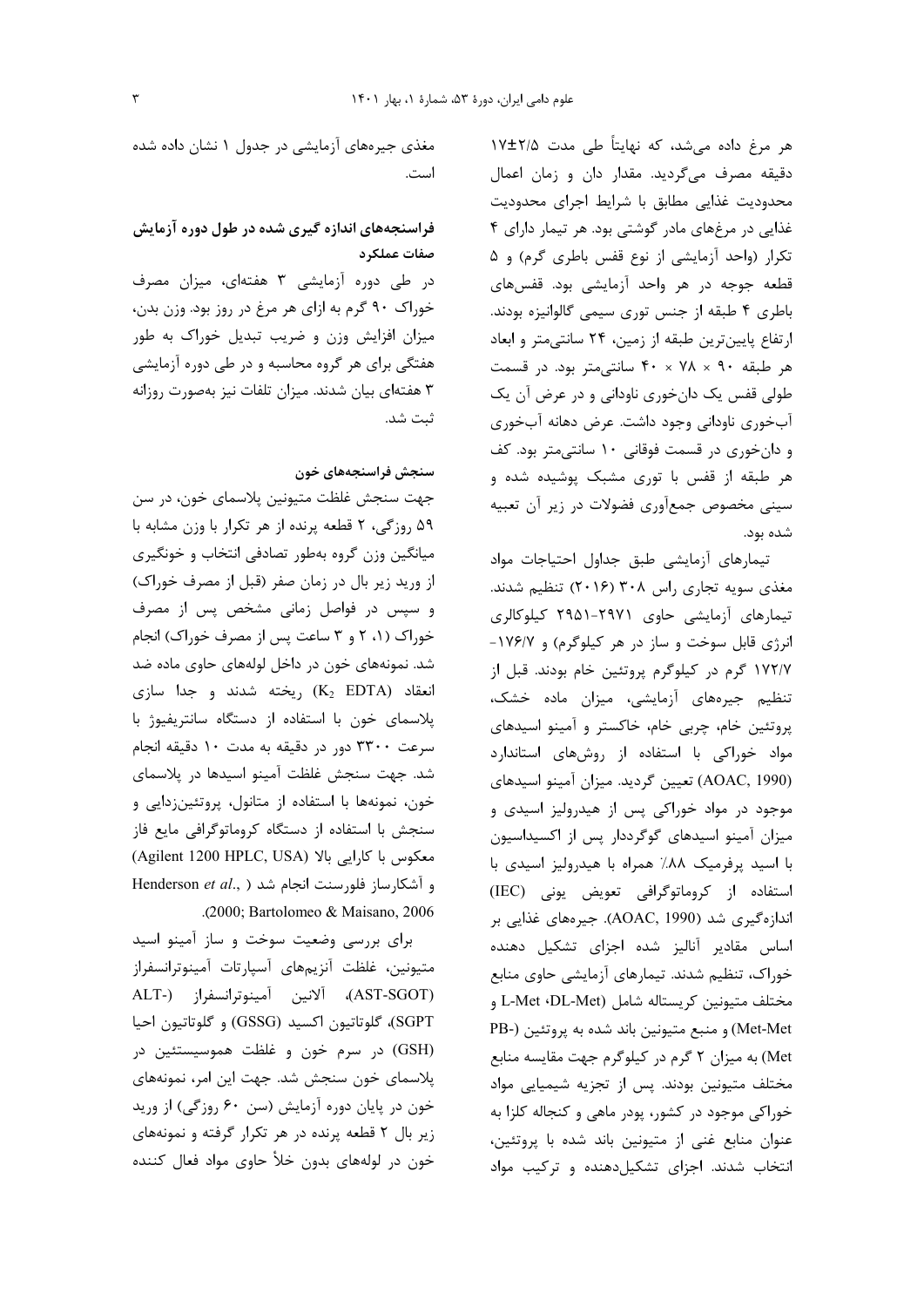هر مرغ داده می‌شد، که نهایتاً طی مدت ۱۷±۲/۵ دقیقه مصرف می‌گردید. مقدار دان و زمان اعمال محدودیت غذایی مطابق با شرایط اجرای محدودیت غذایی در مرغ‌های مادر گوشتی بود. هر تیمار دارای ۴ تکرار (واحد آزمایشی از نوع قفس باطری گرم) و ۵ قطعه جوجه در هر واحد آزمایشی بود. قفس‌های باطری ۴ طبقه از جنس توری سیمی گالوانیزه بودند. ارتفاع پایین‌ترین طبقه از زمین، ۲۴ سانتی‌متر و ابعاد هر طبقه ۹۰ × ۷۸ × ۴۰ سانتی‌متر بود. در قسمت طولی قفس یک دان‌خوری ناودانی و در عرض آن یک آبخوری ناودانی وجود داشت. عرض دهانه آبخوری و دان‌خوری در قسمت فوقانی ۱۰ سانتی‌متر بود. کف هر طبقه از قفس با توری مشبک پوشیده شده و سینی مخصوص جمع‌آوری فضولات در زیر آن تعبیه شده بود.

تیمارهای آزمایشی طبق جداول احتیاجات مواد مغذی سویه تجاری راس ۳۰۸ (۲۰۱۶) تنظیم شدند. تیمارهای آزمایشی حاوی ۲۹۷۱-۲۹۵۱ کیلوکالری انرژی قابل سوخت و ساز در هر کیلوگرم) و ۱۷۶/۷-۱۷۲/۷ گرم در کیلوگرم پروتئین خام بودند. قبل از تنظیم جیره‌های آزمایشی، میزان ماده خشک، پروتئین خام، چربی خام، خاکستر و آمینو اسیدهای مواد خوراکی با استفاده از روش‌های استاندارد (AOAC, 1990) تعیین گردید. میزان آمینو اسیدهای موجود در مواد خوراکی پس از هیدرولیز اسیدی و میزان آمینو اسیدهای گوگرددار پس از اکسیداسیون با اسید پرفرمیک ۸۸٪ همراه با هیدرولیز اسیدی با استفاده از کروماتوگرافی تعویض یونی (IEC) اندازه‌گیری شد (AOAC, 1990). جیره‌های غذایی بر اساس مقادیر آنالیز شده اجزای تشکیل دهنده خوراک، تنظیم شدند. تیمارهای آزمایشی حاوی منابع مختلف متیونین کریستاله شامل (L-Met ،DL-Met و Met-Met) و منبع متیونین باند شده به پروتئین (PB-Met) به میزان ۲ گرم در کیلوگرم جهت مقایسه منابع مختلف متیونین بودند. پس از تجزیه شیمیایی مواد خوراکی موجود در کشور، پودر ماهی و کنجاله کلزا به عنوان منابع غنی از متیونین باند شده با پروتئین، انتخاب شدند. اجزای تشکیل‌دهنده و ترکیب مواد مغذی جیره‌های آزمایشی در جدول ۱ نشان داده شده است.

## فراسنجه‌های اندازه گیری شده در طول دوره آزمایش

### صفات عملکرد

در طی دوره آزمایشی ۳ هفته‌ای، میزان مصرف خوراک ۹۰ گرم به ازای هر مرغ در روز بود. وزن بدن، میزان افزایش وزن و ضریب تبدیل خوراک به طور هفتگی برای هر گروه محاسبه و در طی دوره آزمایشی ۳ هفته‌ای بیان شدند. میزان تلفات نیز به‌صورت روزانه ثبت شد.

### سنجش فراسنجه‌های خون

جهت سنجش غلظت متیونین پلاسمای خون، در سن ۵۹ روزگی، ۲ قطعه پرنده از هر تکرار با وزن مشابه با میانگین وزن گروه به‌طور تصادفی انتخاب و خونگیری از ورید زیر بال در زمان صفر (قبل از مصرف خوراک) و سپس در فواصل زمانی مشخص پس از مصرف خوراک (۱، ۲ و ۳ ساعت پس از مصرف خوراک) انجام شد. نمونه‌های خون در داخل لوله‌های حاوی ماده ضد انعقاد ($K_2$ EDTA) ریخته شدند و جدا سازی پلاسمای خون با استفاده از دستگاه سانتریفیوژ با سرعت ۳۳۰۰ دور در دقیقه به مدت ۱۰ دقیقه انجام شد. جهت سنجش غلظت آمینو اسیدها در پلاسمای خون، نمونه‌ها با استفاده از متانول، پروتئین‌زدایی و سنجش با استفاده از دستگاه کروماتوگرافی مایع فاز معکوس با کارایی بالا (Agilent 1200 HPLC, USA) و آشکارساز فلورسنت انجام شد (Henderson *et al*., 2000; Bartolomeo & Maisano, 2006).

برای بررسی وضعیت سوخت و ساز آمینو اسید متیونین، غلظت آنزیم‌های آسپارتات آمینوترانسفراز (AST-SGOT)، آلانین آمینوترانسفراز (ALT-SGPT)، گلوتاتیون اکسید (GSSG) و گلوتاتیون احیا (GSH) در سرم خون و غلظت هموسیستئین در پلاسمای خون سنجش شد. جهت این امر، نمونه‌های خون در پایان دوره آزمایش (سن ۶۰ روزگی) از ورید زیر بال ۲ قطعه پرنده در هر تکرار گرفته و نمونه‌های خون در لوله‌های بدون خلأ حاوی مواد فعال کننده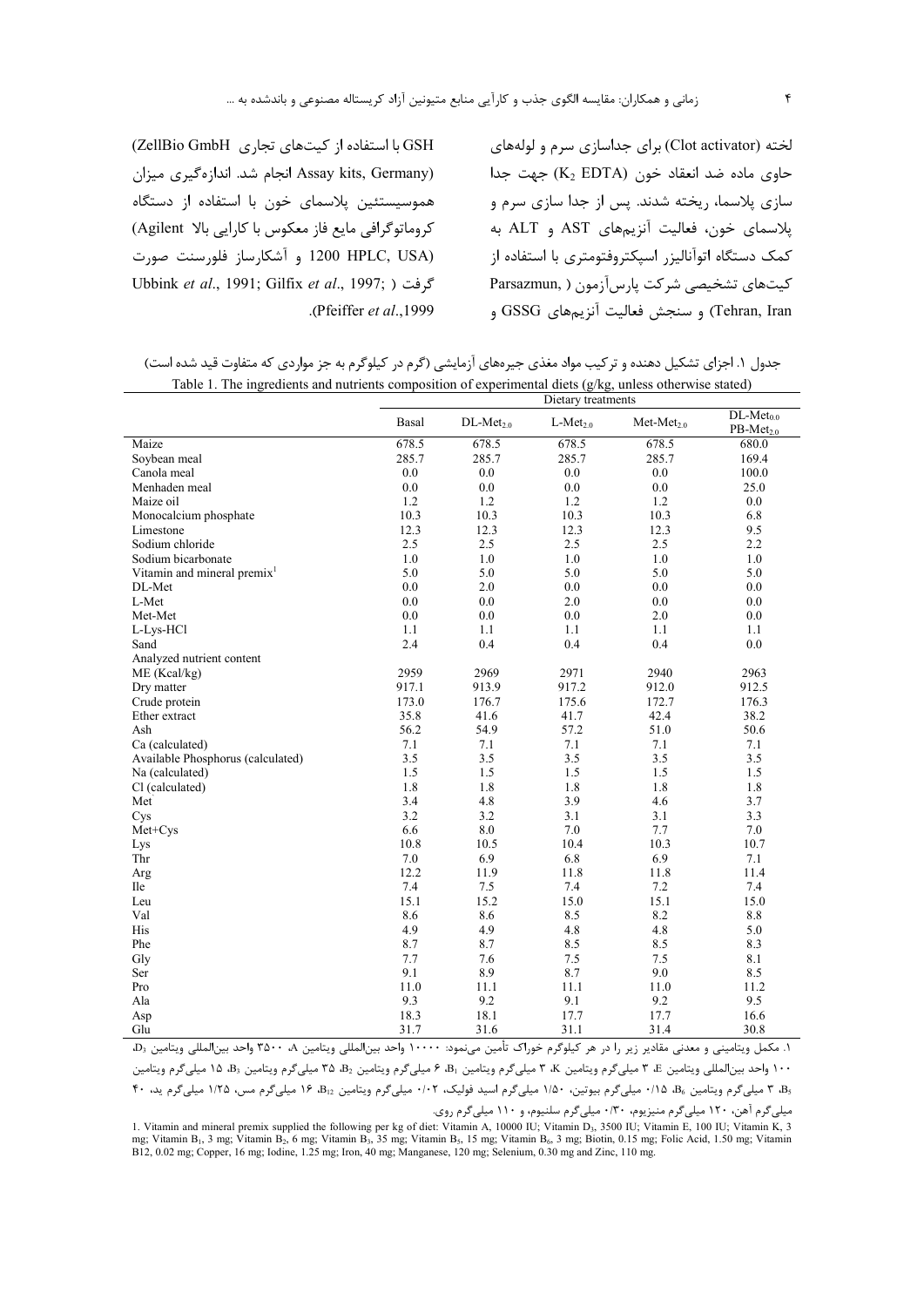لخته (Clot activator) برای جداسازی سرم و لوله‌های حاوی ماده ضد انعقاد خون ($K_2$ EDTA) جهت جدا سازی پلاسما، ریخته شدند. پس از جدا سازی سرم و پلاسمای خون، فعالیت آنزیم‌های AST و ALT به کمک دستگاه اتوآنالیزر اسپکتروفتومتری با استفاده از کیت‌های تشخیصی شرکت پارس‌آزمون (Parsazmun, Tehran, Iran) و سنجش فعالیت آنزیم‌های GSSG و GSH با استفاده از کیت‌های تجاری (ZellBio GmbH Assay kits, Germany) انجام شد. اندازه‌گیری میزان هموسیستئین پلاسمای خون با استفاده از دستگاه کروماتوگرافی مایع فاز معکوس با کارایی بالا (Agilent 1200 HPLC, USA) و آشکارساز فلورسنت صورت گرفت (Ubbink *et al*., 1991; Gilfix *et al*., 1997; Pfeiffer *et al*.,1999).

جدول ۱. اجزای تشکیل دهنده و ترکیب مواد مغذی جیره‌های آزمایشی (گرم در کیلوگرم به جز مواردی که متفاوت قید شده است)

Table 1. The ingredients and nutrients composition of experimental diets (g/kg, unless otherwise stated)

| | Dietary treatments | | | | |
|---|---|---|---|---|---|
| | Basal | DL-$Met_{2.0}$ | L-$Met_{2.0}$ | Met-$Met_{2.0}$ | DL-$Met_{0.0}$ PB-$Met_{2.0}$ |
| Maize | 678.5 | 678.5 | 678.5 | 678.5 | 680.0 |
| Soybean meal | 285.7 | 285.7 | 285.7 | 285.7 | 169.4 |
| Canola meal | 0.0 | 0.0 | 0.0 | 0.0 | 100.0 |
| Menhaden meal | 0.0 | 0.0 | 0.0 | 0.0 | 25.0 |
| Maize oil | 1.2 | 1.2 | 1.2 | 1.2 | 0.0 |
| Monocalcium phosphate | 10.3 | 10.3 | 10.3 | 10.3 | 6.8 |
| Limestone | 12.3 | 12.3 | 12.3 | 12.3 | 9.5 |
| Sodium chloride | 2.5 | 2.5 | 2.5 | 2.5 | 2.2 |
| Sodium bicarbonate | 1.0 | 1.0 | 1.0 | 1.0 | 1.0 |
| Vitamin and mineral premix[1] | 5.0 | 5.0 | 5.0 | 5.0 | 5.0 |
| DL-Met | 0.0 | 2.0 | 0.0 | 0.0 | 0.0 |
| L-Met | 0.0 | 0.0 | 2.0 | 0.0 | 0.0 |
| Met-Met | 0.0 | 0.0 | 0.0 | 2.0 | 0.0 |
| L-Lys-HCl | 1.1 | 1.1 | 1.1 | 1.1 | 1.1 |
| Sand | 2.4 | 0.4 | 0.4 | 0.4 | 0.0 |
| Analyzed nutrient content | | | | | |
| ME (Kcal/kg) | 2959 | 2969 | 2971 | 2940 | 2963 |
| Dry matter | 917.1 | 913.9 | 917.2 | 912.0 | 912.5 |
| Crude protein | 173.0 | 176.7 | 175.6 | 172.7 | 176.3 |
| Ether extract | 35.8 | 41.6 | 41.7 | 42.4 | 38.2 |
| Ash | 56.2 | 54.9 | 57.2 | 51.0 | 50.6 |
| Ca (calculated) | 7.1 | 7.1 | 7.1 | 7.1 | 7.1 |
| Available Phosphorus (calculated) | 3.5 | 3.5 | 3.5 | 3.5 | 3.5 |
| Na (calculated) | 1.5 | 1.5 | 1.5 | 1.5 | 1.5 |
| Cl (calculated) | 1.8 | 1.8 | 1.8 | 1.8 | 1.8 |
| Met | 3.4 | 4.8 | 3.9 | 4.6 | 3.7 |
| Cys | 3.2 | 3.2 | 3.1 | 3.1 | 3.3 |
| Met+Cys | 6.6 | 8.0 | 7.0 | 7.7 | 7.0 |
| Lys | 10.8 | 10.5 | 10.4 | 10.3 | 10.7 |
| Thr | 7.0 | 6.9 | 6.8 | 6.9 | 7.1 |
| Arg | 12.2 | 11.9 | 11.8 | 11.8 | 11.4 |
| Ile | 7.4 | 7.5 | 7.4 | 7.2 | 7.4 |
| Leu | 15.1 | 15.2 | 15.0 | 15.1 | 15.0 |
| Val | 8.6 | 8.6 | 8.5 | 8.2 | 8.8 |
| His | 4.9 | 4.9 | 4.8 | 4.8 | 5.0 |
| Phe | 8.7 | 8.7 | 8.5 | 8.5 | 8.3 |
| Gly | 7.7 | 7.6 | 7.5 | 7.5 | 8.1 |
| Ser | 9.1 | 8.9 | 8.7 | 9.0 | 8.5 |
| Pro | 11.0 | 11.1 | 11.1 | 11.0 | 11.2 |
| Ala | 9.3 | 9.2 | 9.1 | 9.2 | 9.5 |
| Asp | 18.3 | 18.1 | 17.7 | 17.7 | 16.6 |
| Glu | 31.7 | 31.6 | 31.1 | 31.4 | 30.8 |

۱. مکمل ویتامینی و معدنی مقادیر زیر را در هر کیلوگرم خوراک تأمین می‌نمود: ۱۰۰۰۰ واحد بین‌المللی ویتامین A، ۳۵۰۰ واحد بین‌المللی ویتامین $D_3$، ۱۰۰ واحد بین‌المللی ویتامین E، ۳ میلی‌گرم ویتامین K، ۳ میلی‌گرم ویتامین $B_1$، ۶ میلی‌گرم ویتامین $B_2$، ۳۵ میلی‌گرم ویتامین $B_3$، ۱۵ میلی‌گرم ویتامین $B_5$، ۳ میلی‌گرم ویتامین $B_6$، ۰/۱۵ میلی‌گرم بیوتین، ۱/۵۰ میلی‌گرم اسید فولیک، ۰/۰۲ میلی‌گرم ویتامین $B_{12}$، ۱۶ میلی‌گرم مس، ۱/۲۵ میلی‌گرم ید، ۴۰ میلی‌گرم آهن، ۱۲۰ میلی‌گرم منیزیوم، ۰/۳۰ میلی‌گرم سلنیوم، و ۱۱۰ میلی‌گرم روی.

1. Vitamin and mineral premix supplied the following per kg of diet: Vitamin A, 10000 IU; Vitamin $D_3$, 3500 IU; Vitamin E, 100 IU; Vitamin K, 3 mg; Vitamin $B_1$, 3 mg; Vitamin $B_2$, 6 mg; Vitamin $B_3$, 35 mg; Vitamin $B_5$, 15 mg; Vitamin $B_6$, 3 mg; Biotin, 0.15 mg; Folic Acid, 1.50 mg; Vitamin B12, 0.02 mg; Copper, 16 mg; Iodine, 1.25 mg; Iron, 40 mg; Manganese, 120 mg; Selenium, 0.30 mg and Zinc, 110 mg.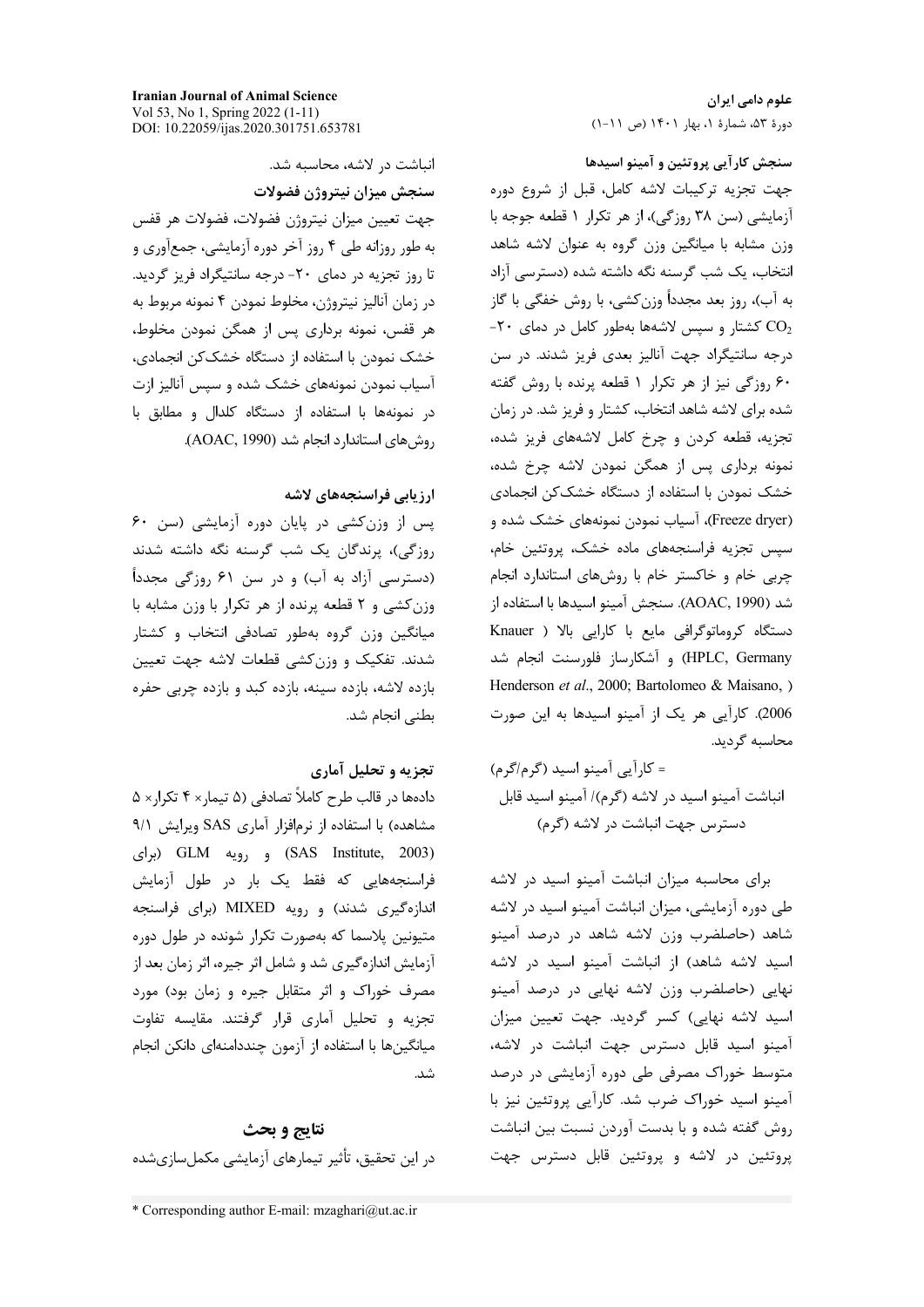### سنجش کارآیی پروتئین و آمینو اسیدها

جهت تجزیه ترکیبات لاشه کامل، قبل از شروع دوره آزمایشی (سن ۳۸ روزگی)، از هر تکرار ۱ قطعه جوجه با وزن مشابه با میانگین وزن گروه به عنوان لاشه شاهد انتخاب، یک شب گرسنه نگه داشته شده (دسترسی آزاد به آب)، روز بعد مجدداً وزن‌کشی، با روش خفگی با گاز $CO_2$ کشتار و سپس لاشه‌ها به‌طور کامل در دمای ۲۰- درجه سانتیگراد جهت آنالیز بعدی فریز شدند. در سن ۶۰ روزگی نیز از هر تکرار ۱ قطعه پرنده با روش گفته شده برای لاشه شاهد انتخاب، کشتار و فریز شد. در زمان تجزیه، قطعه کردن و چرخ کامل لاشه‌های فریز شده، نمونه برداری پس از همگن نمودن لاشه چرخ شده، خشک نمودن با استفاده از دستگاه خشک‌کن انجمادی (Freeze dryer)، آسیاب نمودن نمونه‌های خشک شده و سپس تجزیه فراسنجه‌های ماده خشک، پروتئین خام، چربی خام و خاکستر خام با روش‌های استاندارد انجام شد (AOAC, 1990). سنجش آمینو اسیدها با استفاده از دستگاه کروماتوگرافی مایع با کارایی بالا (Knauer HPLC, Germany) و آشکارساز فلورسنت انجام شد (Henderson *et al*., 2000; Bartolomeo & Maisano, 2006). کارآیی هر یک از آمینو اسیدها به این صورت محاسبه گردید.

= کارآیی آمینو اسید (گرم/گرم)
انباشت آمینو اسید در لاشه (گرم)/ آمینو اسید قابل دسترس جهت انباشت در لاشه (گرم)

برای محاسبه میزان انباشت آمینو اسید در لاشه طی دوره آزمایشی، میزان انباشت آمینو اسید در لاشه شاهد (حاصلضرب وزن لاشه شاهد در درصد آمینو اسید لاشه شاهد) از انباشت آمینو اسید در لاشه نهایی (حاصلضرب وزن لاشه نهایی در درصد آمینو اسید لاشه نهایی) کسر گردید. جهت تعیین میزان آمینو اسید قابل دسترس جهت انباشت در لاشه، متوسط خوراک مصرفی طی دوره آزمایشی در درصد آمینو اسید خوراک ضرب شد. کارآیی پروتئین نیز با روش گفته شده و با بدست آوردن نسبت بین انباشت پروتئین در لاشه و پروتئین قابل دسترس جهت انباشت در لاشه، محاسبه شد.

### سنجش میزان نیتروژن فضولات

جهت تعیین میزان نیتروژن فضولات، فضولات هر قفس به طور روزانه طی ۴ روز آخر دوره آزمایشی، جمع‌آوری و تا روز تجزیه در دمای ۲۰- درجه سانتیگراد فریز گردید. در زمان آنالیز نیتروژن، مخلوط نمودن ۴ نمونه مربوط به هر قفس، نمونه برداری پس از همگن نمودن مخلوط، خشک نمودن با استفاده از دستگاه خشک‌کن انجمادی، آسیاب نمودن نمونه‌های خشک شده و سپس آنالیز ازت در نمونه‌ها با استفاده از دستگاه کلدال و مطابق با روش‌های استاندارد انجام شد (AOAC, 1990).

### ارزیابی فراسنجه‌های لاشه

پس از وزن‌کشی در پایان دوره آزمایشی (سن ۶۰ روزگی)، پرندگان یک شب گرسنه نگه داشته شدند (دسترسی آزاد به آب) و در سن ۶۱ روزگی مجدداً وزن‌کشی و ۲ قطعه پرنده از هر تکرار با وزن مشابه با میانگین وزن گروه به‌طور تصادفی انتخاب و کشتار شدند. تفکیک و وزن‌کشی قطعات لاشه جهت تعیین بازده لاشه، بازده سینه، بازده کبد و بازده چربی حفره بطنی انجام شد.

### تجزیه و تحلیل آماری

داده‌ها در قالب طرح کاملاً تصادفی (۵ تیمار× ۴ تکرار× ۵ مشاهده) با استفاده از نرم‌افزار آماری SAS ویرایش ۹/۱ (SAS Institute, 2003) و رویه GLM (برای فراسنجه‌هایی که فقط یک بار در طول آزمایش اندازه‌گیری شدند) و رویه MIXED (برای فراسنجه متیونین پلاسما که به‌صورت تکرار شونده در طول دوره آزمایش اندازه‌گیری شد و شامل اثر جیره، اثر زمان بعد از مصرف خوراک و اثر متقابل جیره و زمان بود) مورد تجزیه و تحلیل آماری قرار گرفتند. مقایسه تفاوت میانگین‌ها با استفاده از آزمون چنددامنه‌ای دانکن انجام شد.

## نتایج و بحث

در این تحقیق، تأثیر تیمارهای آزمایشی مکمل‌سازی‌شده

\* Corresponding author E-mail: mzaghari@ut.ac.ir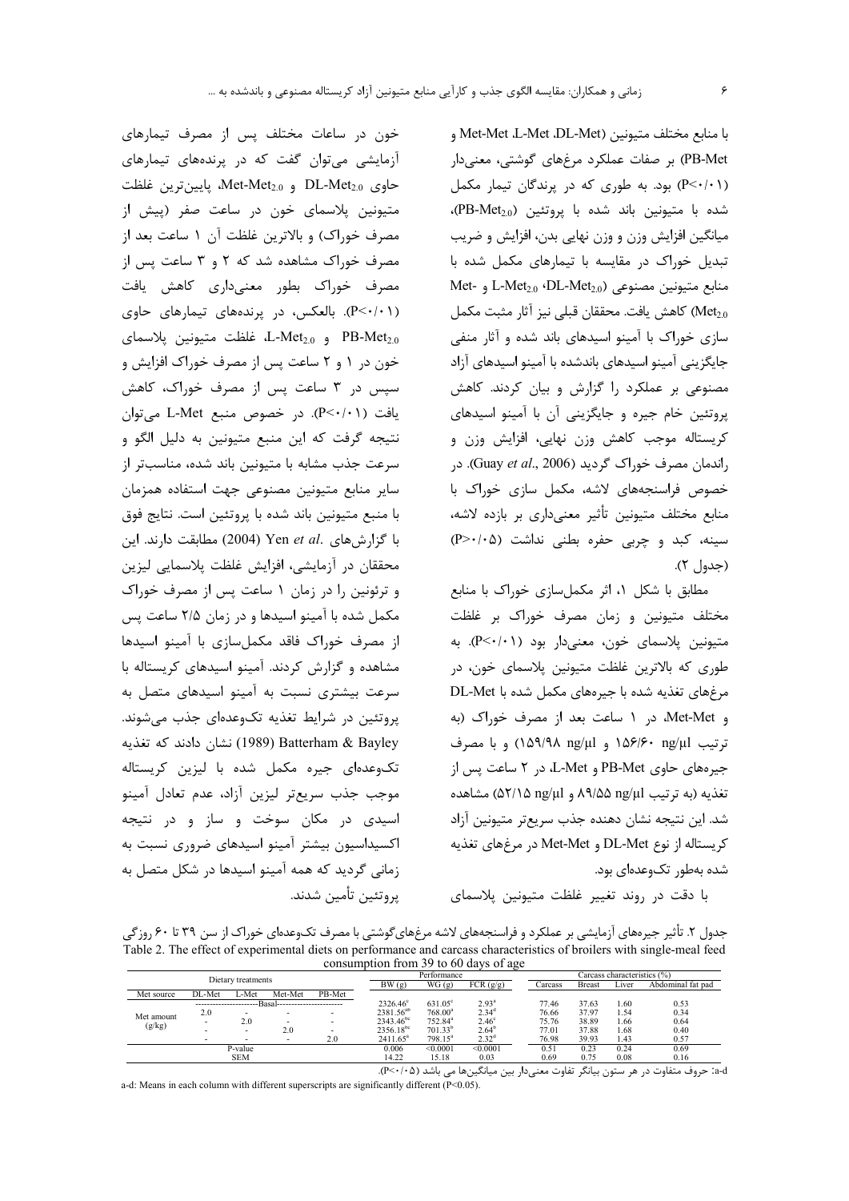با منابع مختلف متیونین (DL-Met، L-Met، Met-Met و PB-Met) بر صفات عملکرد مرغ‌های گوشتی، معنی‌دار (P<۰/۰۱) بود. به طوری که در پرندگان تیمار مکمل شده با متیونین باند شده با پروتئین ($PB\text{-}Met_{2.0}$)، میانگین افزایش وزن و وزن نهایی بدن، افزایش و ضریب تبدیل خوراک در مقایسه با تیمارهای مکمل شده با منابع متیونین مصنوعی ($DL\text{-}Met_{2.0}$، $L\text{-}Met_{2.0}$ و $Met\text{-}Met_{2.0}$) کاهش یافت. محققان قبلی نیز آثار مثبت مکمل سازی خوراک با آمینو اسیدهای باند شده و آثار منفی جایگزینی آمینو اسیدهای باندشده با آمینو اسیدهای آزاد مصنوعی بر عملکرد را گزارش و بیان کردند. کاهش پروتئین خام جیره و جایگزینی آن با آمینو اسیدهای کریستاله موجب کاهش وزن نهایی، افزایش وزن و راندمان مصرف خوراک گردید (Guay *et al*., 2006). در خصوص فراسنجه‌های لاشه، مکمل سازی خوراک با منابع مختلف متیونین تأثیر معنی‌داری بر بازده لاشه، سینه، کبد و چربی حفره بطنی نداشت (P>۰/۰۵) (جدول ۲).

مطابق با شکل ۱، اثر مکمل‌سازی خوراک با منابع مختلف متیونین و زمان مصرف خوراک بر غلظت متیونین پلاسمای خون، معنی‌دار بود (P<۰/۰۱). به طوری که بالاترین غلظت متیونین پلاسمای خون، در مرغ‌های تغذیه شده با جیره‌های مکمل شده با DL-Met و Met-Met، در ۱ ساعت بعد از مصرف خوراک (به ترتیب ۱۵۶/۶۰ ng/µl و ۱۵۹/۹۸ ng/µl) و با مصرف جیره‌های حاوی PB-Met و L-Met، در ۲ ساعت پس از تغذیه (به ترتیب ۸۹/۵۵ ng/µl و ۵۲/۱۵ ng/µl) مشاهده شد. این نتیجه نشان دهنده جذب سریع‌تر متیونین آزاد کریستاله از نوع DL-Met و Met-Met در مرغ‌های تغذیه شده به‌طور تک‌وعده‌ای بود.

با دقت در روند تغییر غلظت متیونین پلاسمای خون در ساعات مختلف پس از مصرف تیمارهای آزمایشی می‌توان گفت که در پرنده‌های تیمارهای حاوی $DL\text{-}Met_{2.0}$ و $Met\text{-}Met_{2.0}$، پایین‌ترین غلظت متیونین پلاسمای خون در ساعت صفر (پیش از مصرف خوراک) و بالاترین غلظت آن ۱ ساعت بعد از مصرف خوراک مشاهده شد که ۲ و ۳ ساعت پس از مصرف خوراک بطور معنی‌داری کاهش یافت (P<۰/۰۱). بالعکس، در پرنده‌های تیمارهای حاوی $PB\text{-}Met_{2.0}$ و $L\text{-}Met_{2.0}$، غلظت متیونین پلاسمای خون در ۱ و ۲ ساعت پس از مصرف خوراک افزایش و سپس در ۳ ساعت پس از مصرف خوراک، کاهش یافت (P<۰/۰۱). در خصوص منبع L-Met می‌توان نتیجه گرفت که این منبع متیونین به دلیل الگو و سرعت جذب مشابه با متیونین باند شده، مناسب‌تر از سایر منابع متیونین مصنوعی جهت استفاده همزمان با منبع متیونین باند شده با پروتئین است. نتایج فوق با گزارش‌های Yen *et al*. (2004) مطابقت دارند. این محققان در آزمایشی، افزایش غلظت پلاسمایی لیزین و ترئونین را در زمان ۱ ساعت پس از مصرف خوراک مکمل شده با آمینو اسیدها و در زمان ۲/۵ ساعت پس از مصرف خوراک فاقد مکمل‌سازی با آمینو اسیدها مشاهده و گزارش کردند. آمینو اسیدهای کریستاله با سرعت بیشتری نسبت به آمینو اسیدهای متصل به پروتئین در شرایط تغذیه تک‌وعده‌ای جذب می‌شوند. Batterham & Bayley (1989) نشان دادند که تغذیه تک‌وعده‌ای جیره مکمل شده با لیزین کریستاله موجب جذب سریع‌تر لیزین آزاد، عدم تعادل آمینو اسیدی در مکان سوخت و ساز و در نتیجه اکسیداسیون بیشتر آمینو اسیدهای ضروری نسبت به زمانی گردید که همه آمینو اسیدها در شکل متصل به پروتئین تأمین شدند.

جدول ۲. تأثیر جیره‌های آزمایشی بر عملکرد و فراسنجه‌های لاشه مرغ‌های‌گوشتی با مصرف تک‌وعده‌ای خوراک از سن ۳۹ تا ۶۰ روزگی

Table 2. The effect of experimental diets on performance and carcass characteristics of broilers with single-meal feed consumption from 39 to 60 days of age

| Dietary treatments | | | | | Performance | | | Carcass characteristics (%) | | | |
|---|---|---|---|---|---|---|---|---|---|---|---|
| Met source | DL-Met | L-Met | Met-Met | PB-Met | BW (g) | WG (g) | FCR (g/g) | Carcass | Breast | Liver | Abdominal fat pad |
| Met amount (g/kg) | Basal | | | | 2326.46[c] | 631.05[c] | 2.93[a] | 77.46 | 37.63 | 1.60 | 0.53 |
| | 2.0 | - | - | - | 2381.56[ab] | 768.00[a] | 2.34[d] | 76.66 | 37.97 | 1.54 | 0.34 |
| | - | 2.0 | - | - | 2343.46[bc] | 752.84[a] | 2.46[c] | 75.76 | 38.89 | 1.66 | 0.64 |
| | - | - | 2.0 | - | 2356.18[bc] | 701.33[b] | 2.64[b] | 77.01 | 37.88 | 1.68 | 0.40 |
| | - | - | - | 2.0 | 2411.65[a] | 798.15[a] | 2.32[d] | 76.98 | 39.93 | 1.43 | 0.57 |
| P-value | | | | | 0.006 | <0.0001 | <0.0001 | 0.51 | 0.23 | 0.24 | 0.69 |
| SEM | | | | | 14.22 | 15.18 | 0.03 | 0.69 | 0.75 | 0.08 | 0.16 |

a-d: حروف متفاوت در هر ستون بیانگر تفاوت معنی‌دار بین میانگین‌ها می باشد (P<۰/۰۵).

a-d: Means in each column with different superscripts are significantly different (P<0.05).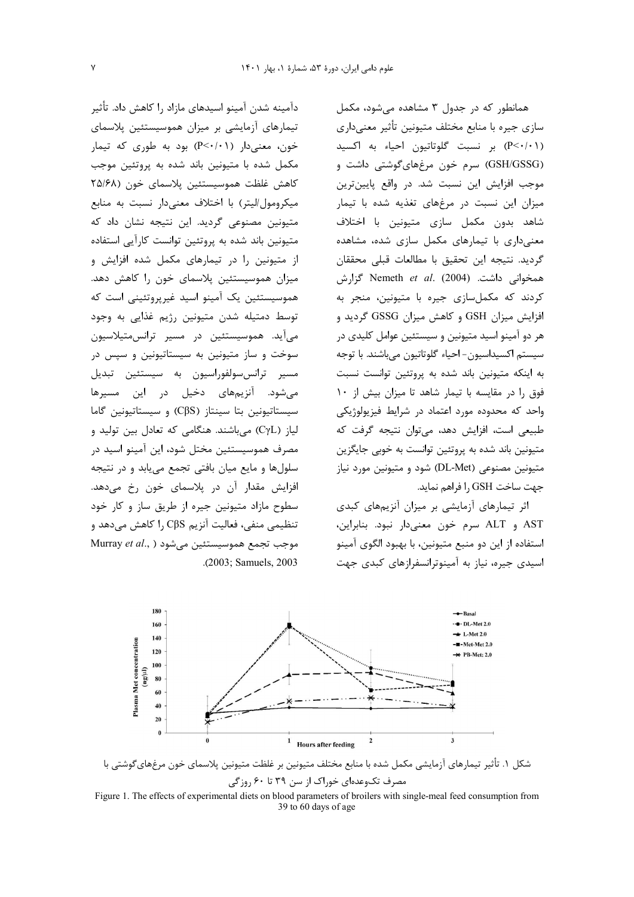همانطور که در جدول ۳ مشاهده می‌شود، مکمل سازی جیره با منابع مختلف متیونین تأثیر معنی‌داری (P<۰/۰۱) بر نسبت گلوتاتیون احیاء به اکسید (GSH/GSSG) سرم خون مرغ‌های‌گوشتی داشت و موجب افزایش این نسبت شد. در واقع پایین‌ترین میزان این نسبت در مرغ‌های تغذیه شده با تیمار شاهد بدون مکمل سازی متیونین با اختلاف معنی‌داری با تیمارهای مکمل سازی شده، مشاهده گردید. نتیجه این تحقیق با مطالعات قبلی محققان همخوانی داشت. Nemeth *et al*. (2004) گزارش کردند که مکمل‌سازی جیره با متیونین، منجر به افزایش میزان GSH و کاهش میزان GSSG گردید و هر دو آمینو اسید متیونین و سیستئین عوامل کلیدی در سیستم اکسیداسیون- احیاء گلوتاتیون می‌باشند. با توجه به اینکه متیونین باند شده به پروتئین توانست نسبت فوق را در مقایسه با تیمار شاهد تا میزان بیش از ۱۰ واحد که محدوده مورد اعتماد در شرایط فیزیولوژیکی طبیعی است، افزایش دهد، می‌توان نتیجه گرفت که متیونین باند شده به پروتئین توانست به خوبی جایگزین متیونین مصنوعی (DL-Met) شود و متیونین مورد نیاز جهت ساخت GSH را فراهم نماید.

اثر تیمارهای آزمایشی بر میزان آنزیم‌های کبدی AST و ALT سرم خون معنی‌دار نبود. بنابراین، استفاده از این دو منبع متیونین، با بهبود الگوی آمینو اسیدی جیره، نیاز به آمینوترانسفرازهای کبدی جهت دآمینه شدن آمینو اسیدهای مازاد را کاهش داد. تأثیر تیمارهای آزمایشی بر میزان هموسیستئین پلاسمای خون، معنی‌دار (P<۰/۰۱) بود به طوری که تیمار مکمل شده با متیونین باند شده به پروتئین موجب کاهش غلظت هموسیستئین پلاسمای خون (۲۵/۶۸ میکرومول/لیتر) با اختلاف معنی‌دار نسبت به منابع متیونین مصنوعی گردید. این نتیجه نشان داد که متیونین باند شده به پروتئین توانست کارآیی استفاده از متیونین را در تیمارهای مکمل شده افزایش و میزان هموسیستئین پلاسمای خون را کاهش دهد. هموسیستئین یک آمینو اسید غیرپروتئینی است که توسط دمتیله شدن متیونین رژیم غذایی به وجود می‌آید. هموسیستئین در مسیر ترانس‌متیلاسیون سوخت و ساز متیونین به سیستاتیونین و سپس در مسیر ترانس‌سولفوراسیون به سیستئین تبدیل می‌شود. آنزیم‌های دخیل در این مسیرها سیستاتیونین بتا سینتاز (CβS) و سیستاتیونین گاما لیاز (CγL) می‌باشند. هنگامی که تعادل بین تولید و مصرف هموسیستئین مختل شود، این آمینو اسید در سلول‌ها و مایع میان بافتی تجمع می‌یابد و در نتیجه افزایش مقدار آن در پلاسمای خون رخ می‌دهد. سطوح مازاد متیونین جیره از طریق ساز و کار خود تنظیمی منفی، فعالیت آنزیم CβS را کاهش می‌دهد و موجب تجمع هموسیستئین می‌شود (Murray *et al*., 2003; Samuels, 2003).

شکل ۱. تأثیر تیمارهای آزمایشی مکمل شده با منابع مختلف متیونین بر غلظت متیونین پلاسمای خون مرغ‌های‌گوشتی با مصرف تک‌وعده‌ای خوراک از سن ۳۹ تا ۶۰ روزگی

Figure 1. The effects of experimental diets on blood parameters of broilers with single-meal feed consumption from 39 to 60 days of age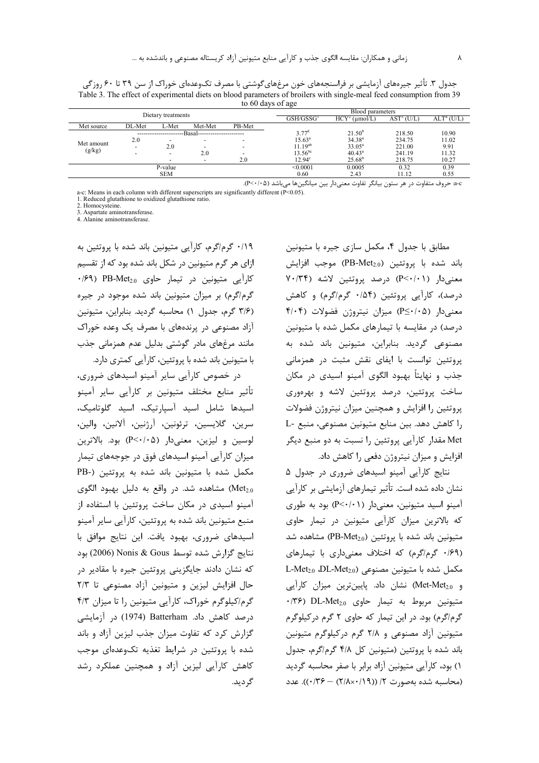جدول ۳. تأثیر جیره‌های آزمایشی بر فراسنجه‌های خون مرغ‌های‌گوشتی با مصرف تک‌وعده‌ای خوراک از سن ۳۹ تا ۶۰ روزگی

Table 3. The effect of experimental diets on blood parameters of broilers with single-meal feed consumption from 39 to 60 days of age

| Dietary treatments | | | | | Blood parameters | | | |
|---|---|---|---|---|---|---|---|---|
| Met source | DL-Met | L-Met | Met-Met | PB-Met | GSH/GSSG[1] | HCY[2] (µmol/L) | AST[3] (U/L) | ALT[4] (U/L) |
| Met amount (g/kg) | ---Basal--- | | | | 3.77[d] | 21.50[b] | 218.50 | 10.90 |
| | 2.0 | - | - | - | 15.63[a] | 34.38[a] | 234.75 | 11.02 |
| | - | 2.0 | - | - | 11.19[ab] | 33.05[a] | 221.00 | 9.91 |
| | - | - | 2.0 | - | 13.56[bc] | 40.43[a] | 241.19 | 11.32 |
| | - | - | - | 2.0 | 12.94[c] | 25.68[b] | 218.75 | 10.27 |
| P-value | | | | | <0.0001 | 0.0005 | 0.32 | 0.39 |
| SEM | | | | | 0.60 | 2.43 | 11.12 | 0.55 |

a-c: حروف متفاوت در هر ستون بیانگر تفاوت معنی‌دار بین میانگین‌ها می‌باشد (P<۰/۰۵).

a-c: Means in each column with different superscripts are significantly different (P<0.05).

1. Reduced glutathione to oxidized glutathione ratio.
2. Homocysteine.
3. Aspartate aminotransferase.
4. Alanine aminotransferase.

مطابق با جدول ۴، مکمل سازی جیره با متیونین باند شده با پروتئین ($PB\text{-}Met_{2.0}$) موجب افزایش معنی‌دار (P<۰/۰۱) درصد پروتئین لاشه (۷۰/۳۴ درصد)، کارآیی پروتئین (۰/۵۴ گرم/گرم) و کاهش معنی‌دار (P≤۰/۰۵) میزان نیتروژن فضولات (۴/۰۴ درصد) در مقایسه با تیمارهای مکمل شده با متیونین مصنوعی گردید. بنابراین، متیونین باند شده به پروتئین توانست با ایفای نقش مثبت در همزمانی جذب و نهایتاً بهبود الگوی آمینو اسیدی در مکان ساخت پروتئین، درصد پروتئین لاشه و بهره‌وری پروتئین را افزایش و همچنین میزان نیتروژن فضولات را کاهش دهد. بین منابع متیونین مصنوعی، منبع L-Met مقدار کارآیی پروتئین را نسبت به دو منبع دیگر افزایش و میزان نیتروژن دفعی را کاهش داد.

نتایج کارآیی آمینو اسیدهای ضروری در جدول ۵ نشان داده شده است. تأثیر تیمارهای آزمایشی بر کارآیی آمینو اسید متیونین، معنی‌دار (P<۰/۰۱) بود به طوری که بالاترین میزان کارآیی متیونین در تیمار حاوی متیونین باند شده با پروتئین ($PB\text{-}Met_{2.0}$) مشاهده شد (۰/۶۹ گرم/گرم) که اختلاف معنی‌داری با تیمارهای مکمل شده با متیونین مصنوعی ($L\text{-}Met_{2.0}$، $DL\text{-}Met_{2.0}$ و $Met\text{-}Met_{2.0}$) نشان داد. پایین‌ترین میزان کارآیی متیونین مربوط به تیمار حاوی $DL\text{-}Met_{2.0}$ (۰/۳۶ گرم/گرم) بود. در این تیمار که حاوی ۲ گرم درکیلوگرم متیونین آزاد مصنوعی و ۲/۸ گرم درکیلوگرم متیونین باند شده با پروتئین (متیونین کل ۴/۸ گرم/گرم، جدول ۱) بود، کارآیی متیونین آزاد برابر با صفر محاسبه گردید (محاسبه شده به‌صورت ۲/ ((۲/۸×۰/۱۹) − ۰/۳۶)). عدد ۰/۱۹ گرم/گرم، کارآیی متیونین باند شده با پروتئین به ازای هر گرم متیونین در شکل باند شده بود که از تقسیم کارآیی متیونین در تیمار حاوی $PB\text{-}Met_{2.0}$ (۰/۶۹ گرم/گرم) بر میزان متیونین باند شده موجود در جیره (۳/۶ گرم، جدول ۱) محاسبه گردید. بنابراین، متیونین آزاد مصنوعی در پرنده‌های با مصرف یک وعده خوراک مانند مرغ‌های مادر گوشتی بدلیل عدم همزمانی جذب با متیونین باند شده با پروتئین، کارآیی کمتری دارد.

در خصوص کارآیی سایر آمینو اسیدهای ضروری، تأثیر منابع مختلف متیونین بر کارآیی سایر آمینو اسیدها شامل اسید آسپارتیک، اسید گلوتامیک، سرین، گلایسین، ترئونین، آرژنین، آلانین، والین، لوسین و لیزین، معنی‌دار (P<۰/۰۵) بود. بالاترین میزان کارآیی آمینو اسیدهای فوق در جوجه‌های تیمار مکمل شده با متیونین باند شده به پروتئین ($PB\text{-}Met_{2.0}$) مشاهده شد. در واقع به دلیل بهبود الگوی آمینو اسیدی در مکان ساخت پروتئین با استفاده از منبع متیونین باند شده به پروتئین، کارآیی سایر آمینو اسیدهای ضروری، بهبود یافت. این نتایج موافق با نتایج گزارش شده توسط Nonis & Gous (2006) بود که نشان دادند جایگزینی پروتئین جیره با مقادیر در حال افزایش لیزین و متیونین آزاد مصنوعی تا ۲/۳ گرم/کیلوگرم خوراک، کارآیی متیونین را تا میزان ۴/۳ درصد کاهش داد. Batterham (1974) در آزمایشی گزارش کرد که تفاوت میزان جذب لیزین آزاد و باند شده با پروتئین در شرایط تغذیه تک‌وعده‌ای موجب کاهش کارآیی لیزین آزاد و همچنین عملکرد رشد گردید.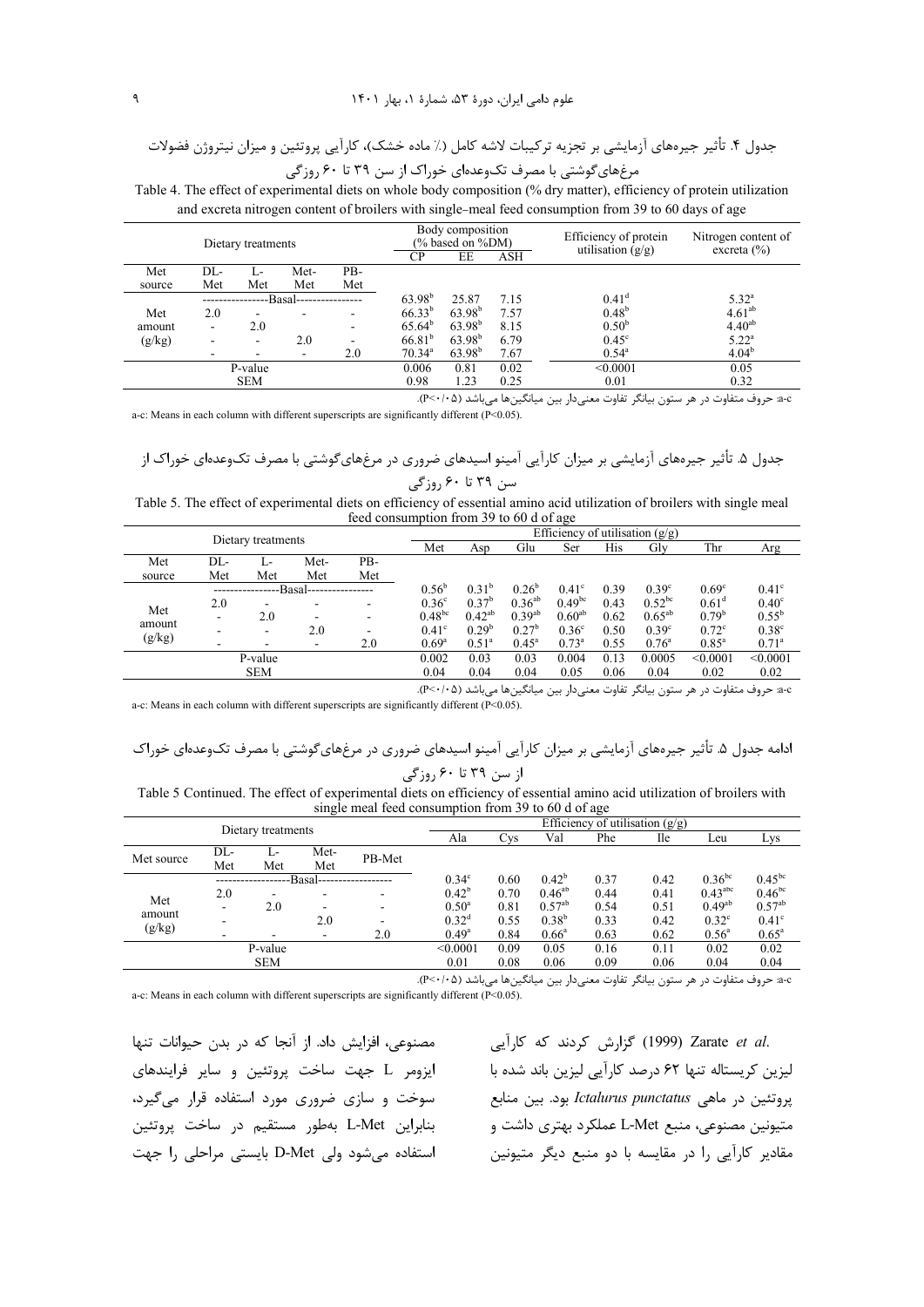جدول ۴. تأثیر جیره‌های آزمایشی بر تجزیه ترکیبات لاشه کامل (٪ ماده خشک)، کارآیی پروتئین و میزان نیتروژن فضولات مرغ‌های‌گوشتی با مصرف تک‌وعده‌ای خوراک از سن ۳۹ تا ۶۰ روزگی

Table 4. The effect of experimental diets on whole body composition (% dry matter), efficiency of protein utilization and excreta nitrogen content of broilers with single–meal feed consumption from 39 to 60 days of age

| Dietary treatments | | | | | Body composition (% based on %DM) | | | Efficiency of protein utilisation (g/g) | Nitrogen content of excreta (%) |
|---|---|---|---|---|---|---|---|---|---|
| | | | | | CP | EE | ASH | | |
| Met source | DL-Met | L-Met | Met-Met | PB-Met | | | | | |
| | ----------------Basal---------------- | | | | $63.98^{b}$ | 25.87 | 7.15 | $0.41^{d}$ | $5.32^{a}$ |
| Met amount (g/kg) | 2.0 | - | - | - | $66.33^{b}$ | $63.98^{b}$ | 7.57 | $0.48^{b}$ | $4.61^{ab}$ |
| | - | 2.0 | - | - | $65.64^{b}$ | $63.98^{b}$ | 8.15 | $0.50^{b}$ | $4.40^{ab}$ |
| | - | - | 2.0 | - | $66.81^{b}$ | $63.98^{b}$ | 6.79 | $0.45^{c}$ | $5.22^{a}$ |
| | - | - | - | 2.0 | $70.34^{a}$ | $63.98^{b}$ | 7.67 | $0.54^{a}$ | $4.04^{b}$ |
| P-value | | | | | 0.006 | 0.81 | 0.02 | <0.0001 | 0.05 |
| SEM | | | | | 0.98 | 1.23 | 0.25 | 0.01 | 0.32 |

a-c: حروف متفاوت در هر ستون بیانگر تفاوت معنی‌دار بین میانگین‌ها می‌باشد (P<۰/۰۵).

a-c: Means in each column with different superscripts are significantly different (P<0.05).

جدول ۵. تأثیر جیره‌های آزمایشی بر میزان کارآیی آمینو اسیدهای ضروری در مرغ‌های‌گوشتی با مصرف تک‌وعده‌ای خوراک از سن ۳۹ تا ۶۰ روزگی

Table 5. The effect of experimental diets on efficiency of essential amino acid utilization of broilers with single meal feed consumption from 39 to 60 d of age

| Dietary treatments | | | | | Efficiency of utilisation (g/g) | | | | | | | |
|---|---|---|---|---|---|---|---|---|---|---|---|---|
| | | | | | Met | Asp | Glu | Ser | His | Gly | Thr | Arg |
| Met source | DL-Met | L-Met | Met-Met | PB-Met | | | | | | | | |
| | ----------------Basal---------------- | | | | $0.56^{b}$ | $0.31^{b}$ | $0.26^{b}$ | $0.41^{c}$ | 0.39 | $0.39^{c}$ | $0.69^{c}$ | $0.41^{c}$ |
| Met amount (g/kg) | 2.0 | - | - | - | $0.36^{c}$ | $0.37^{b}$ | $0.36^{ab}$ | $0.49^{bc}$ | 0.43 | $0.52^{bc}$ | $0.61^{d}$ | $0.40^{c}$ |
| | - | 2.0 | - | - | $0.48^{bc}$ | $0.42^{ab}$ | $0.39^{ab}$ | $0.60^{ab}$ | 0.62 | $0.65^{ab}$ | $0.79^{b}$ | $0.55^{b}$ |
| | - | - | 2.0 | - | $0.41^{c}$ | $0.29^{b}$ | $0.27^{b}$ | $0.36^{c}$ | 0.50 | $0.39^{c}$ | $0.72^{c}$ | $0.38^{c}$ |
| | - | - | - | 2.0 | $0.69^{a}$ | $0.51^{a}$ | $0.45^{a}$ | $0.73^{a}$ | 0.55 | $0.76^{a}$ | $0.85^{a}$ | $0.71^{a}$ |
| P-value | | | | | 0.002 | 0.03 | 0.03 | 0.004 | 0.13 | 0.0005 | <0.0001 | <0.0001 |
| SEM | | | | | 0.04 | 0.04 | 0.04 | 0.05 | 0.06 | 0.04 | 0.02 | 0.02 |

a-c: حروف متفاوت در هر ستون بیانگر تفاوت معنی‌دار بین میانگین‌ها می‌باشد (P<۰/۰۵).

a-c: Means in each column with different superscripts are significantly different (P<0.05).

ادامه جدول ۵. تأثیر جیره‌های آزمایشی بر میزان کارآیی آمینو اسیدهای ضروری در مرغ‌های‌گوشتی با مصرف تک‌وعده‌ای خوراک از سن ۳۹ تا ۶۰ روزگی

Table 5 Continued. The effect of experimental diets on efficiency of essential amino acid utilization of broilers with single meal feed consumption from 39 to 60 d of age

| Dietary treatments | | | | | Efficiency of utilisation (g/g) | | | | | | |
|---|---|---|---|---|---|---|---|---|---|---|---|
| | | | | | Ala | Cys | Val | Phe | Ile | Leu | Lys |
| Met source | DL-Met | L-Met | Met-Met | PB-Met | | | | | | | |
| | ------------------Basal------------------ | | | | $0.34^{c}$ | 0.60 | $0.42^{b}$ | 0.37 | 0.42 | $0.36^{bc}$ | $0.45^{bc}$ |
| Met amount (g/kg) | 2.0 | - | - | - | $0.42^{b}$ | 0.70 | $0.46^{ab}$ | 0.44 | 0.41 | $0.43^{abc}$ | $0.46^{bc}$ |
| | - | 2.0 | - | - | $0.50^{a}$ | 0.81 | $0.57^{ab}$ | 0.54 | 0.51 | $0.49^{ab}$ | $0.57^{ab}$ |
| | - | - | 2.0 | - | $0.32^{d}$ | 0.55 | $0.38^{b}$ | 0.33 | 0.42 | $0.32^{c}$ | $0.41^{c}$ |
| | - | - | - | 2.0 | $0.49^{a}$ | 0.84 | $0.66^{a}$ | 0.63 | 0.62 | $0.56^{a}$ | $0.65^{a}$ |
| P-value | | | | | <0.0001 | 0.09 | 0.05 | 0.16 | 0.11 | 0.02 | 0.02 |
| SEM | | | | | 0.01 | 0.08 | 0.06 | 0.09 | 0.06 | 0.04 | 0.04 |

a-c: حروف متفاوت در هر ستون بیانگر تفاوت معنی‌دار بین میانگین‌ها می‌باشد (P<۰/۰۵).

a-c: Means in each column with different superscripts are significantly different (P<0.05).

Zarate *et al.* (1999) گزارش کردند که کارآیی لیزین کریستاله تنها ۶۲ درصد کارآیی لیزین باند شده با پروتئین در ماهی *Ictalurus punctatus* بود. بین منابع متیونین مصنوعی، منبع L-Met عملکرد بهتری داشت و مقادیر کارآیی را در مقایسه با دو منبع دیگر متیونین مصنوعی، افزایش داد. از آنجا که در بدن حیوانات تنها ایزومر L جهت ساخت پروتئین و سایر فرایندهای سوخت و سازی ضروری مورد استفاده قرار می‌گیرد، بنابراین L-Met به‌طور مستقیم در ساخت پروتئین استفاده می‌شود ولی D-Met بایستی مراحلی را جهت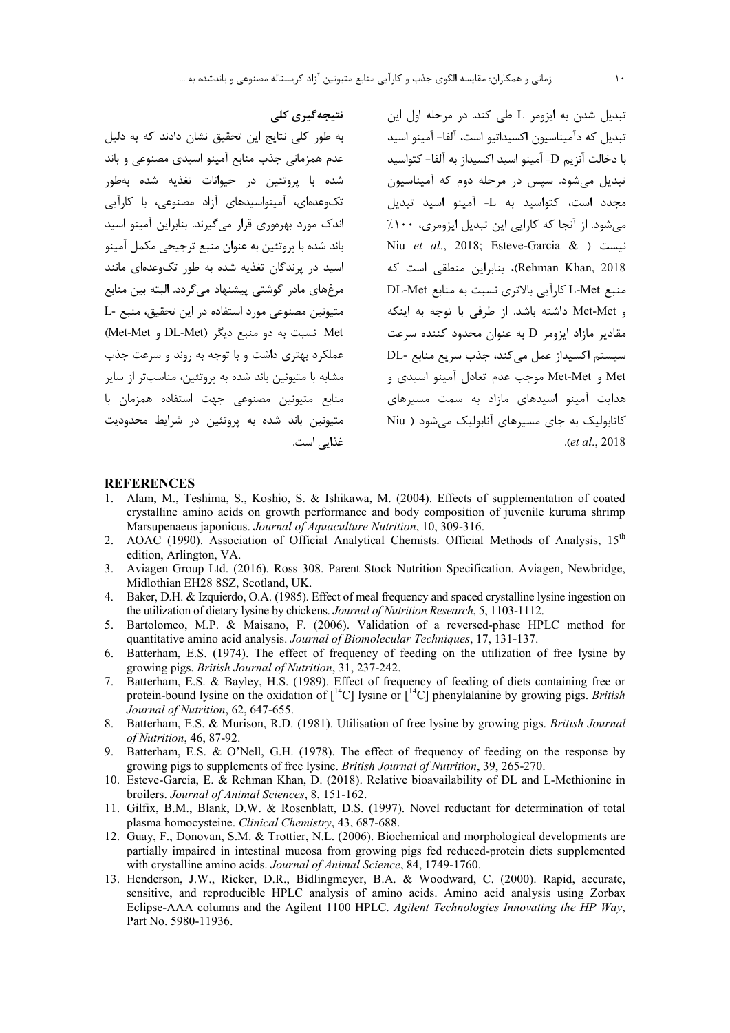تبدیل شدن به ایزومر L طی کند. در مرحله اول این تبدیل که دآمیناسیون اکسیداتیو است، آلفا- آمینو اسید با دخالت آنزیم D- آمینو اسید اکسیداز به آلفا- کتواسید تبدیل می‌شود. سپس در مرحله دوم که آمیناسیون مجدد است، کتواسید به L- آمینو اسید تبدیل می‌شود. از آنجا که کارایی این تبدیل ایزومری، ۱۰۰٪ نیست (Niu *et al*., 2018; Esteve-Garcia & Rehman Khan, 2018)، بنابراین منطقی است که منبع L-Met کارآیی بالاتری نسبت به منابع DL-Met و Met-Met داشته باشد. از طرفی با توجه به اینکه مقادیر مازاد ایزومر D به عنوان محدود کننده سرعت سیستم اکسیداز عمل می‌کند، جذب سریع منابع DL-Met و Met-Met موجب عدم تعادل آمینو اسیدی و هدایت آمینو اسیدهای مازاد به سمت مسیرهای کاتابولیک به جای مسیرهای آنابولیک می‌شود (Niu *et al*., 2018).

## نتیجه‌گیری کلی

به طور کلی نتایج این تحقیق نشان دادند که به دلیل عدم همزمانی جذب منابع آمینو اسیدی مصنوعی و باند شده با پروتئین در حیوانات تغذیه شده به‌طور تک‌وعده‌ای، آمینواسیدهای آزاد مصنوعی، با کارآیی اندک مورد بهره‌وری قرار می‌گیرند. بنابراین آمینو اسید باند شده با پروتئین به عنوان منبع ترجیحی مکمل آمینو اسید در پرندگان تغذیه شده به طور تک‌وعده‌ای مانند مرغ‌های مادر گوشتی پیشنهاد می‌گردد. البته بین منابع متیونین مصنوعی مورد استفاده در این تحقیق، منبع L-Met نسبت به دو منبع دیگر (DL-Met و Met-Met) عملکرد بهتری داشت و با توجه به روند و سرعت جذب مشابه با متیونین باند شده به پروتئین، مناسب‌تر از سایر منابع متیونین مصنوعی جهت استفاده همزمان با متیونین باند شده به پروتئین در شرایط محدودیت غذایی است.

## REFERENCES

1. Alam, M., Teshima, S., Koshio, S. & Ishikawa, M. (2004). Effects of supplementation of coated crystalline amino acids on growth performance and body composition of juvenile kuruma shrimp Marsupenaeus japonicus. *Journal of Aquaculture Nutrition*, 10, 309-316.
2. AOAC (1990). Association of Official Analytical Chemists. Official Methods of Analysis, 15th edition, Arlington, VA.
3. Aviagen Group Ltd. (2016). Ross 308. Parent Stock Nutrition Specification. Aviagen, Newbridge, Midlothian EH28 8SZ, Scotland, UK.
4. Baker, D.H. & Izquierdo, O.A. (1985). Effect of meal frequency and spaced crystalline lysine ingestion on the utilization of dietary lysine by chickens. *Journal of Nutrition Research*, 5, 1103-1112.
5. Bartolomeo, M.P. & Maisano, F. (2006). Validation of a reversed-phase HPLC method for quantitative amino acid analysis. *Journal of Biomolecular Techniques*, 17, 131-137.
6. Batterham, E.S. (1974). The effect of frequency of feeding on the utilization of free lysine by growing pigs. *British Journal of Nutrition*, 31, 237-242.
7. Batterham, E.S. & Bayley, H.S. (1989). Effect of frequency of feeding of diets containing free or protein-bound lysine on the oxidation of [$^{14}$C] lysine or [$^{14}$C] phenylalanine by growing pigs. *British Journal of Nutrition*, 62, 647-655.
8. Batterham, E.S. & Murison, R.D. (1981). Utilisation of free lysine by growing pigs. *British Journal of Nutrition*, 46, 87-92.
9. Batterham, E.S. & O'Nell, G.H. (1978). The effect of frequency of feeding on the response by growing pigs to supplements of free lysine. *British Journal of Nutrition*, 39, 265-270.
10. Esteve-Garcia, E. & Rehman Khan, D. (2018). Relative bioavailability of DL and L-Methionine in broilers. *Journal of Animal Sciences*, 8, 151-162.
11. Gilfix, B.M., Blank, D.W. & Rosenblatt, D.S. (1997). Novel reductant for determination of total plasma homocysteine. *Clinical Chemistry*, 43, 687-688.
12. Guay, F., Donovan, S.M. & Trottier, N.L. (2006). Biochemical and morphological developments are partially impaired in intestinal mucosa from growing pigs fed reduced-protein diets supplemented with crystalline amino acids. *Journal of Animal Science*, 84, 1749-1760.
13. Henderson, J.W., Ricker, D.R., Bidlingmeyer, B.A. & Woodward, C. (2000). Rapid, accurate, sensitive, and reproducible HPLC analysis of amino acids. Amino acid analysis using Zorbax Eclipse-AAA columns and the Agilent 1100 HPLC. *Agilent Technologies Innovating the HP Way*, Part No. 5980-11936.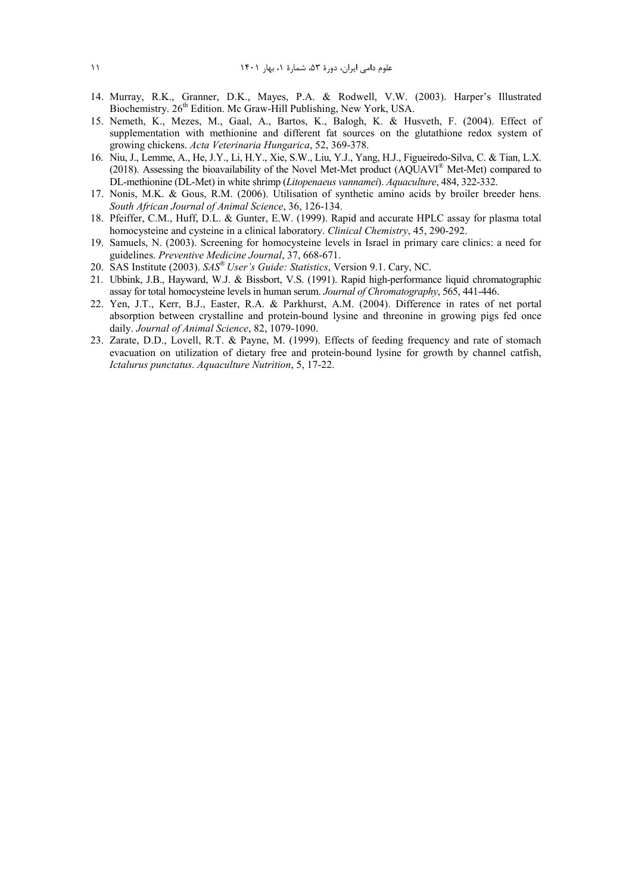14. Murray, R.K., Granner, D.K., Mayes, P.A. & Rodwell, V.W. (2003). Harper's Illustrated Biochemistry. 26th Edition. Mc Graw-Hill Publishing, New York, USA.
15. Nemeth, K., Mezes, M., Gaal, A., Bartos, K., Balogh, K. & Husveth, F. (2004). Effect of supplementation with methionine and different fat sources on the glutathione redox system of growing chickens. *Acta Veterinaria Hungarica*, 52, 369-378.
16. Niu, J., Lemme, A., He, J.Y., Li, H.Y., Xie, S.W., Liu, Y.J., Yang, H.J., Figueiredo-Silva, C. & Tian, L.X. (2018). Assessing the bioavailability of the Novel Met-Met product (AQUAVI® Met-Met) compared to DL-methionine (DL-Met) in white shrimp (*Litopenaeus vannamei*). *Aquaculture*, 484, 322-332.
17. Nonis, M.K. & Gous, R.M. (2006). Utilisation of synthetic amino acids by broiler breeder hens. *South African Journal of Animal Science*, 36, 126-134.
18. Pfeiffer, C.M., Huff, D.L. & Gunter, E.W. (1999). Rapid and accurate HPLC assay for plasma total homocysteine and cysteine in a clinical laboratory. *Clinical Chemistry*, 45, 290-292.
19. Samuels, N. (2003). Screening for homocysteine levels in Israel in primary care clinics: a need for guidelines. *Preventive Medicine Journal*, 37, 668-671.
20. SAS Institute (2003). *SAS® User's Guide: Statistics*, Version 9.1. Cary, NC.
21. Ubbink, J.B., Hayward, W.J. & Bissbort, V.S. (1991). Rapid high-performance liquid chromatographic assay for total homocysteine levels in human serum. *Journal of Chromatography*, 565, 441-446.
22. Yen, J.T., Kerr, B.J., Easter, R.A. & Parkhurst, A.M. (2004). Difference in rates of net portal absorption between crystalline and protein-bound lysine and threonine in growing pigs fed once daily. *Journal of Animal Science*, 82, 1079-1090.
23. Zarate, D.D., Lovell, R.T. & Payne, M. (1999). Effects of feeding frequency and rate of stomach evacuation on utilization of dietary free and protein-bound lysine for growth by channel catfish, *Ictalurus punctatus*. *Aquaculture Nutrition*, 5, 17-22.